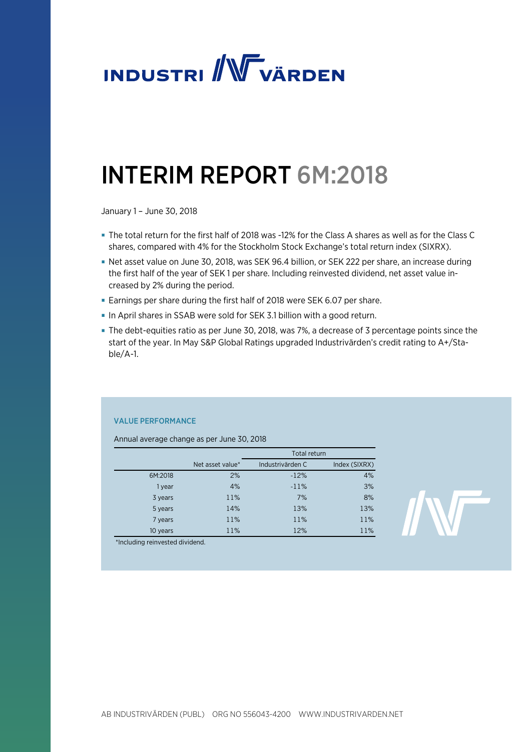# INDUSTRIVÄRDEN

# INTERIM REPORT 6M:2018

January 1 – June 30, 2018

- The total return for the first half of 2018 was -12% for the Class A shares as well as for the Class C shares, compared with 4% for the Stockholm Stock Exchange's total return index (SIXRX).
- Net asset value on June 30, 2018, was SEK 96.4 billion, or SEK 222 per share, an increase during the first half of the year of SEK 1 per share. Including reinvested dividend, net asset value increased by 2% during the period.
- Earnings per share during the first half of 2018 were SEK 6.07 per share.
- In April shares in SSAB were sold for SEK 3.1 billion with a good return.
- The debt-equities ratio as per June 30, 2018, was 7%, a decrease of 3 percentage points since the start of the year. In May S&P Global Ratings upgraded Industrivärden's credit rating to A+/Stable/A-1.

### VALUE PERFORMANCE

Annual average change as per June 30, 2018

| | | Total return | |
|---|---|---|---|
| | Net asset value* | Industrivärden C | Index (SIXRX) |
| 6M:2018 | 2% | -12% | 4% |
| 1 year | 4% | -11% | 3% |
| 3 years | 11% | 7% | 8% |
| 5 years | 14% | 13% | 13% |
| 7 years | 11% | 11% | 11% |
| 10 years | 11% | 12% | 11% |

*Including reinvested dividend.

AB INDUSTRIVÄRDEN (PUBL) ORG NO 556043-4200 WWW.INDUSTRIVARDEN.NET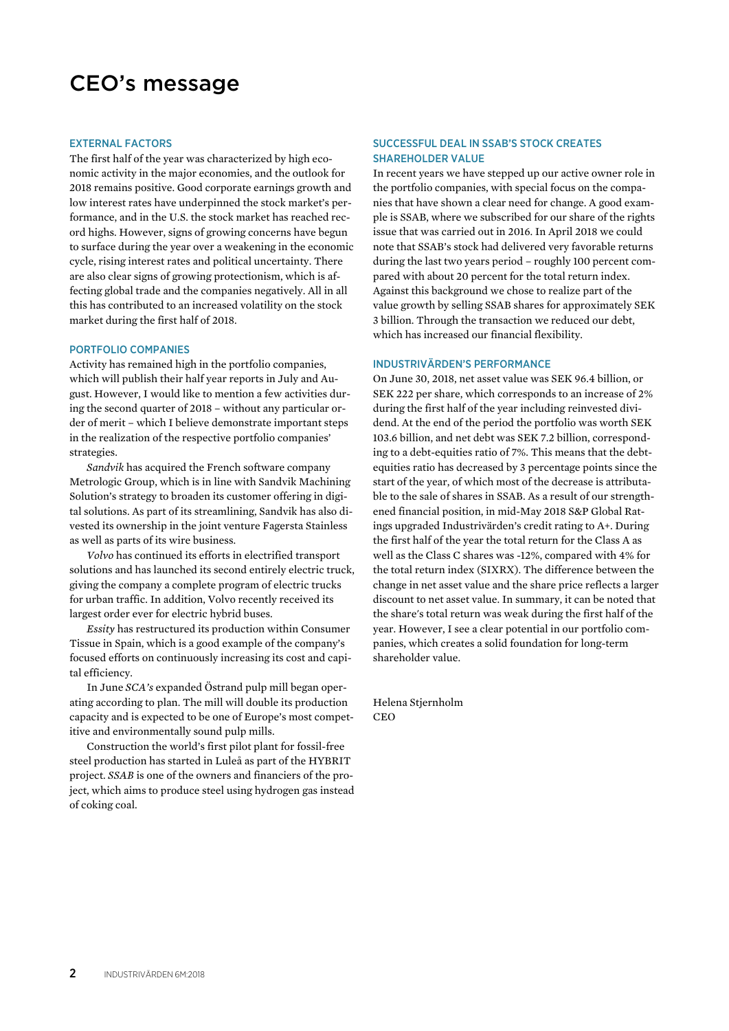# CEO's message

## EXTERNAL FACTORS

The first half of the year was characterized by high economic activity in the major economies, and the outlook for 2018 remains positive. Good corporate earnings growth and low interest rates have underpinned the stock market's performance, and in the U.S. the stock market has reached record highs. However, signs of growing concerns have begun to surface during the year over a weakening in the economic cycle, rising interest rates and political uncertainty. There are also clear signs of growing protectionism, which is affecting global trade and the companies negatively. All in all this has contributed to an increased volatility on the stock market during the first half of 2018.

## PORTFOLIO COMPANIES

Activity has remained high in the portfolio companies, which will publish their half year reports in July and August. However, I would like to mention a few activities during the second quarter of 2018 – without any particular order of merit – which I believe demonstrate important steps in the realization of the respective portfolio companies' strategies.

*Sandvik* has acquired the French software company Metrologic Group, which is in line with Sandvik Machining Solution's strategy to broaden its customer offering in digital solutions. As part of its streamlining, Sandvik has also divested its ownership in the joint venture Fagersta Stainless as well as parts of its wire business.

*Volvo* has continued its efforts in electrified transport solutions and has launched its second entirely electric truck, giving the company a complete program of electric trucks for urban traffic. In addition, Volvo recently received its largest order ever for electric hybrid buses.

*Essity* has restructured its production within Consumer Tissue in Spain, which is a good example of the company's focused efforts on continuously increasing its cost and capital efficiency.

In June *SCA's* expanded Östrand pulp mill began operating according to plan. The mill will double its production capacity and is expected to be one of Europe's most competitive and environmentally sound pulp mills.

Construction the world's first pilot plant for fossil-free steel production has started in Luleå as part of the HYBRIT project. *SSAB* is one of the owners and financiers of the project, which aims to produce steel using hydrogen gas instead of coking coal.

## SUCCESSFUL DEAL IN SSAB'S STOCK CREATES SHAREHOLDER VALUE

In recent years we have stepped up our active owner role in the portfolio companies, with special focus on the companies that have shown a clear need for change. A good example is SSAB, where we subscribed for our share of the rights issue that was carried out in 2016. In April 2018 we could note that SSAB's stock had delivered very favorable returns during the last two years period – roughly 100 percent compared with about 20 percent for the total return index. Against this background we chose to realize part of the value growth by selling SSAB shares for approximately SEK 3 billion. Through the transaction we reduced our debt, which has increased our financial flexibility.

## INDUSTRIVÄRDEN'S PERFORMANCE

On June 30, 2018, net asset value was SEK 96.4 billion, or SEK 222 per share, which corresponds to an increase of 2% during the first half of the year including reinvested dividend. At the end of the period the portfolio was worth SEK 103.6 billion, and net debt was SEK 7.2 billion, corresponding to a debt-equities ratio of 7%. This means that the debt-equities ratio has decreased by 3 percentage points since the start of the year, of which most of the decrease is attributable to the sale of shares in SSAB. As a result of our strengthened financial position, in mid-May 2018 S&P Global Ratings upgraded Industrivärden's credit rating to A+. During the first half of the year the total return for the Class A as well as the Class C shares was -12%, compared with 4% for the total return index (SIXRX). The difference between the change in net asset value and the share price reflects a larger discount to net asset value. In summary, it can be noted that the share's total return was weak during the first half of the year. However, I see a clear potential in our portfolio companies, which creates a solid foundation for long-term shareholder value.

Helena Stjernholm
CEO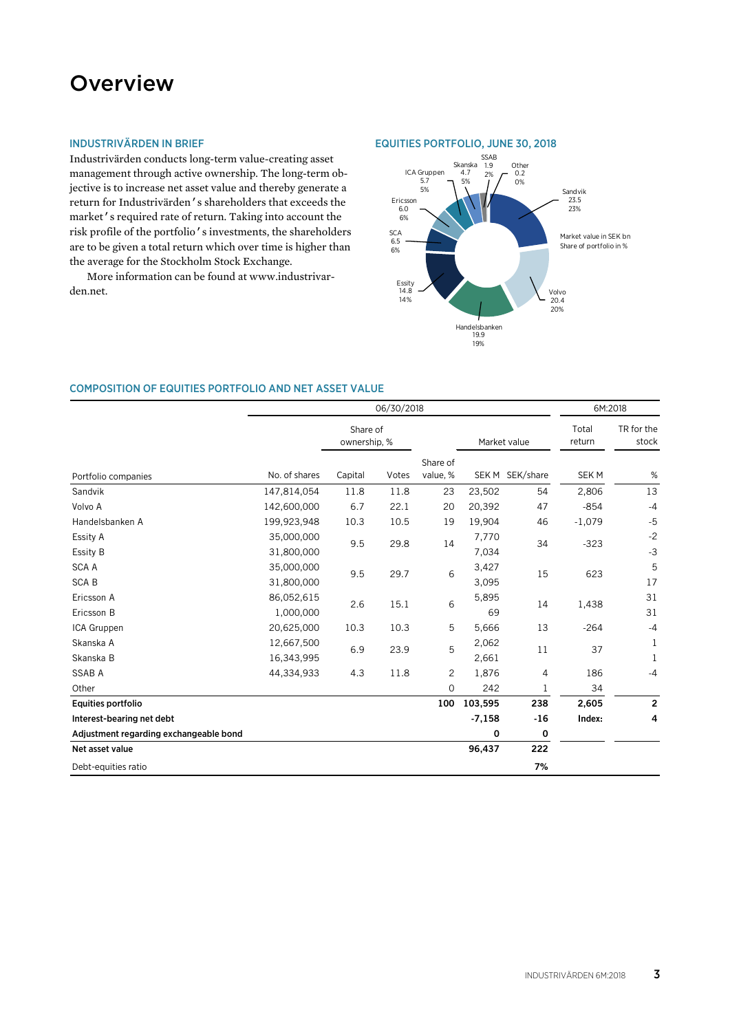# Overview

## INDUSTRIVÄRDEN IN BRIEF

Industrivärden conducts long-term value-creating asset management through active ownership. The long-term objective is to increase net asset value and thereby generate a return for Industrivärden's shareholders that exceeds the market's required rate of return. Taking into account the risk profile of the portfolio's investments, the shareholders are to be given a total return which over time is higher than the average for the Stockholm Stock Exchange.

More information can be found at www.industrivarden.net.

## EQUITIES PORTFOLIO, JUNE 30, 2018

Market value in SEK bn
Share of portfolio in %

| Company | Market value in SEK bn | Share of portfolio in % |
|---|---|---|
| Sandvik | 23.5 | 23% |
| Volvo | 20.4 | 20% |
| Handelsbanken | 19.9 | 19% |
| Essity | 14.8 | 14% |
| SCA | 6.5 | 6% |
| Ericsson | 6.0 | 6% |
| ICA Gruppen | 5.7 | 5% |
| Skanska | 4.7 | 5% |
| SSAB | 1.9 | 2% |
| Other | 0.2 | 0% |

## COMPOSITION OF EQUITIES PORTFOLIO AND NET ASSET VALUE

| | 06/30/2018 | | | | | | 6M:2018 | |
|---|---|---|---|---|---|---|---|---|
| | | Share of ownership, % | | | Market value | | Total return | TR for the stock |
| Portfolio companies | No. of shares | Capital | Votes | Share of value, % | SEK M | SEK/share | SEK M | % |
| Sandvik | 147,814,054 | 11.8 | 11.8 | 23 | 23,502 | 54 | 2,806 | 13 |
| Volvo A | 142,600,000 | 6.7 | 22.1 | 20 | 20,392 | 47 | -854 | -4 |
| Handelsbanken A | 199,923,948 | 10.3 | 10.5 | 19 | 19,904 | 46 | -1,079 | -5 |
| Essity A | 35,000,000 | 9.5 | 29.8 | 14 | 7,770 | 34 | -323 | -2 |
| Essity B | 31,800,000 | | | | 7,034 | | | -3 |
| SCA A | 35,000,000 | 9.5 | 29.7 | 6 | 3,427 | 15 | 623 | 5 |
| SCA B | 31,800,000 | | | | 3,095 | | | 17 |
| Ericsson A | 86,052,615 | 2.6 | 15.1 | 6 | 5,895 | 14 | 1,438 | 31 |
| Ericsson B | 1,000,000 | | | | 69 | | | 31 |
| ICA Gruppen | 20,625,000 | 10.3 | 10.3 | 5 | 5,666 | 13 | -264 | -4 |
| Skanska A | 12,667,500 | 6.9 | 23.9 | 5 | 2,062 | 11 | 37 | 1 |
| Skanska B | 16,343,995 | | | | 2,661 | | | 1 |
| SSAB A | 44,334,933 | 4.3 | 11.8 | 2 | 1,876 | 4 | 186 | -4 |
| Other | | | | 0 | 242 | 1 | 34 | |
| **Equities portfolio** | | | | **100** | **103,595** | **238** | **2,605** | **2** |
| **Interest-bearing net debt** | | | | | **-7,158** | **-16** | **Index:** | **4** |
| **Adjustment regarding exchangeable bond** | | | | | **0** | **0** | | |
| **Net asset value** | | | | | **96,437** | **222** | | |
| Debt-equities ratio | | | | | | **7%** | | |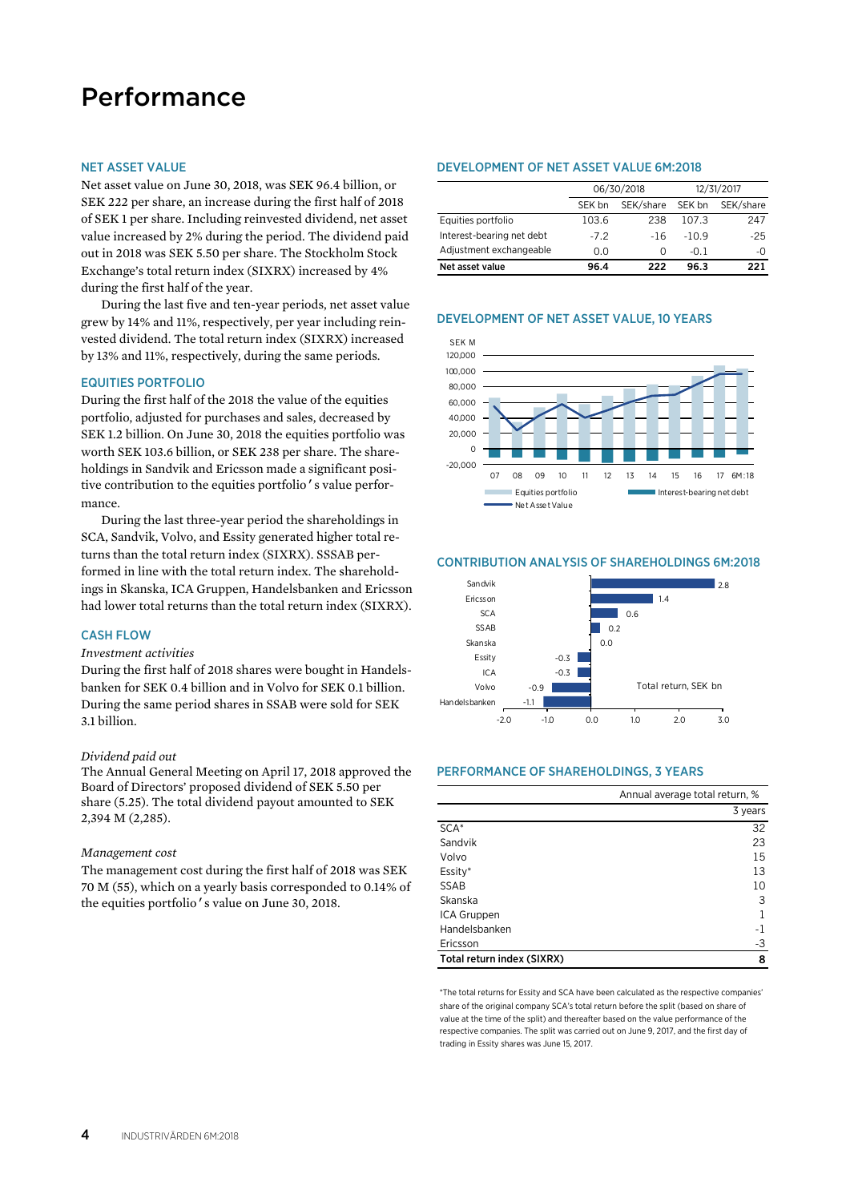# Performance

## NET ASSET VALUE

Net asset value on June 30, 2018, was SEK 96.4 billion, or SEK 222 per share, an increase during the first half of 2018 of SEK 1 per share. Including reinvested dividend, net asset value increased by 2% during the period. The dividend paid out in 2018 was SEK 5.50 per share. The Stockholm Stock Exchange's total return index (SIXRX) increased by 4% during the first half of the year.

During the last five and ten-year periods, net asset value grew by 14% and 11%, respectively, per year including reinvested dividend. The total return index (SIXRX) increased by 13% and 11%, respectively, during the same periods.

## EQUITIES PORTFOLIO

During the first half of the 2018 the value of the equities portfolio, adjusted for purchases and sales, decreased by SEK 1.2 billion. On June 30, 2018 the equities portfolio was worth SEK 103.6 billion, or SEK 238 per share. The shareholdings in Sandvik and Ericsson made a significant positive contribution to the equities portfolio's value performance.

During the last three-year period the shareholdings in SCA, Sandvik, Volvo, and Essity generated higher total returns than the total return index (SIXRX). SSSAB performed in line with the total return index. The shareholdings in Skanska, ICA Gruppen, Handelsbanken and Ericsson had lower total returns than the total return index (SIXRX).

## CASH FLOW

*Investment activities*

During the first half of 2018 shares were bought in Handelsbanken for SEK 0.4 billion and in Volvo for SEK 0.1 billion. During the same period shares in SSAB were sold for SEK 3.1 billion.

*Dividend paid out*

The Annual General Meeting on April 17, 2018 approved the Board of Directors' proposed dividend of SEK 5.50 per share (5.25). The total dividend payout amounted to SEK 2,394 M (2,285).

*Management cost*

The management cost during the first half of 2018 was SEK 70 M (55), which on a yearly basis corresponded to 0.14% of the equities portfolio's value on June 30, 2018.

## DEVELOPMENT OF NET ASSET VALUE 6M:2018

| | 06/30/2018 | | 12/31/2017 | |
|---|---|---|---|---|
| | SEK bn | SEK/share | SEK bn | SEK/share |
| Equities portfolio | 103.6 | 238 | 107.3 | 247 |
| Interest-bearing net debt | -7.2 | -16 | -10.9 | -25 |
| Adjustment exchangeable | 0.0 | 0 | -0.1 | -0 |
| **Net asset value** | **96.4** | **222** | **96.3** | **221** |

## DEVELOPMENT OF NET ASSET VALUE, 10 YEARS

SEK M

Legend: Equities portfolio; Interest-bearing net debt; Net Asset Value

Years: 07, 08, 09, 10, 11, 12, 13, 14, 15, 16, 17, 6M:18

## CONTRIBUTION ANALYSIS OF SHAREHOLDINGS 6M:2018

Total return, SEK bn

| Shareholding | Total return, SEK bn |
|---|---|
| Sandvik | 2.8 |
| Ericsson | 1.4 |
| SCA | 0.6 |
| SSAB | 0.2 |
| Skanska | 0.0 |
| Essity | -0.3 |
| ICA | -0.3 |
| Volvo | -0.9 |
| Handelsbanken | -1.1 |

## PERFORMANCE OF SHAREHOLDINGS, 3 YEARS

| | Annual average total return, % |
|---|---|
| | 3 years |
| SCA* | 32 |
| Sandvik | 23 |
| Volvo | 15 |
| Essity* | 13 |
| SSAB | 10 |
| Skanska | 3 |
| ICA Gruppen | 1 |
| Handelsbanken | -1 |
| Ericsson | -3 |
| **Total return index (SIXRX)** | **8** |

*The total returns for Essity and SCA have been calculated as the respective companies' share of the original company SCA's total return before the split (based on share of value at the time of the split) and thereafter based on the value performance of the respective companies. The split was carried out on June 9, 2017, and the first day of trading in Essity shares was June 15, 2017.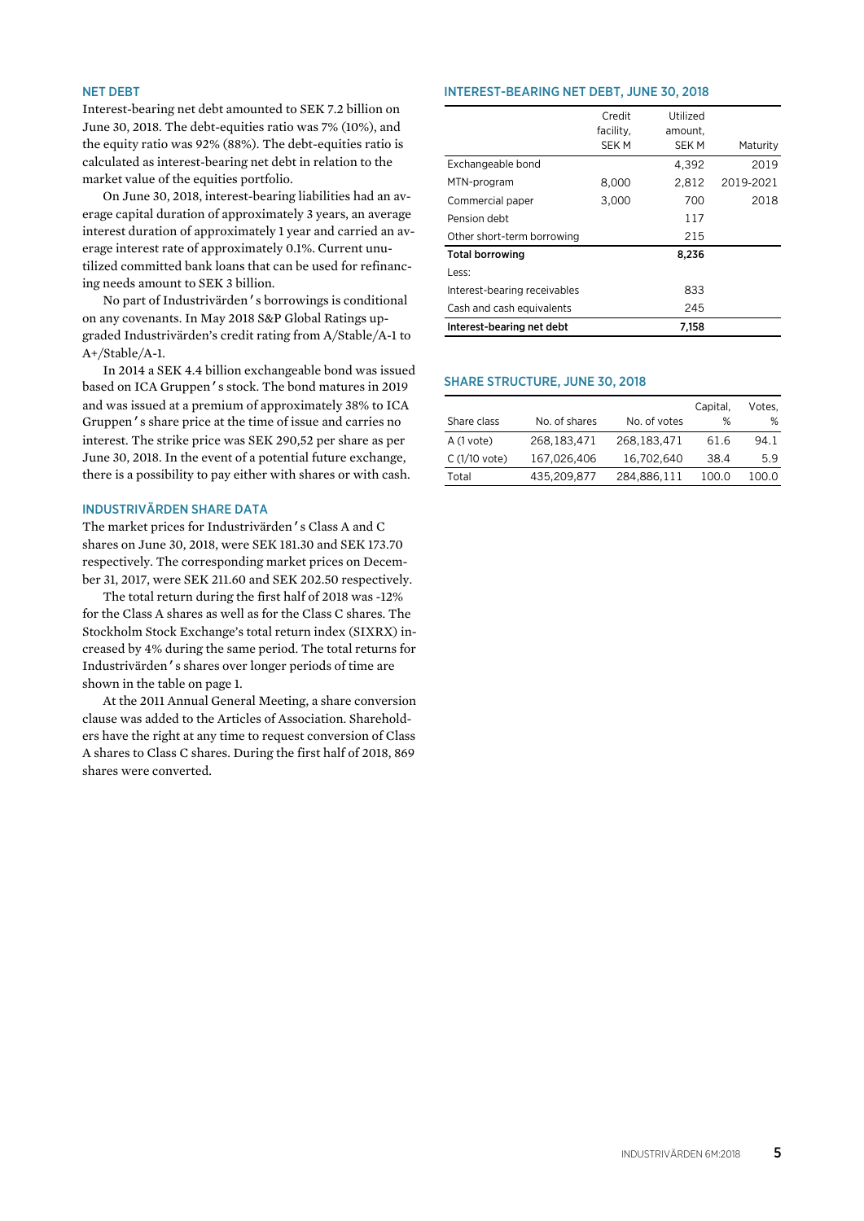## NET DEBT

Interest-bearing net debt amounted to SEK 7.2 billion on June 30, 2018. The debt-equities ratio was 7% (10%), and the equity ratio was 92% (88%). The debt-equities ratio is calculated as interest-bearing net debt in relation to the market value of the equities portfolio.

On June 30, 2018, interest-bearing liabilities had an average capital duration of approximately 3 years, an average interest duration of approximately 1 year and carried an average interest rate of approximately 0.1%. Current unutilized committed bank loans that can be used for refinancing needs amount to SEK 3 billion.

No part of Industrivärden's borrowings is conditional on any covenants. In May 2018 S&P Global Ratings upgraded Industrivärden's credit rating from A/Stable/A-1 to A+/Stable/A-1.

In 2014 a SEK 4.4 billion exchangeable bond was issued based on ICA Gruppen's stock. The bond matures in 2019 and was issued at a premium of approximately 38% to ICA Gruppen's share price at the time of issue and carries no interest. The strike price was SEK 290,52 per share as per June 30, 2018. In the event of a potential future exchange, there is a possibility to pay either with shares or with cash.

## INDUSTRIVÄRDEN SHARE DATA

The market prices for Industrivärden's Class A and C shares on June 30, 2018, were SEK 181.30 and SEK 173.70 respectively. The corresponding market prices on December 31, 2017, were SEK 211.60 and SEK 202.50 respectively.

The total return during the first half of 2018 was -12% for the Class A shares as well as for the Class C shares. The Stockholm Stock Exchange's total return index (SIXRX) increased by 4% during the same period. The total returns for Industrivärden's shares over longer periods of time are shown in the table on page 1.

At the 2011 Annual General Meeting, a share conversion clause was added to the Articles of Association. Shareholders have the right at any time to request conversion of Class A shares to Class C shares. During the first half of 2018, 869 shares were converted.

## INTEREST-BEARING NET DEBT, JUNE 30, 2018

| | Credit facility, SEK M | Utilized amount, SEK M | Maturity |
|---|---|---|---|
| Exchangeable bond | | 4,392 | 2019 |
| MTN-program | 8,000 | 2,812 | 2019-2021 |
| Commercial paper | 3,000 | 700 | 2018 |
| Pension debt | | 117 | |
| Other short-term borrowing | | 215 | |
| **Total borrowing** | | **8,236** | |
| Less: | | | |
| Interest-bearing receivables | | 833 | |
| Cash and cash equivalents | | 245 | |
| **Interest-bearing net debt** | | **7,158** | |

## SHARE STRUCTURE, JUNE 30, 2018

| Share class | No. of shares | No. of votes | Capital, % | Votes, % |
|---|---|---|---|---|
| A (1 vote) | 268,183,471 | 268,183,471 | 61.6 | 94.1 |
| C (1/10 vote) | 167,026,406 | 16,702,640 | 38.4 | 5.9 |
| Total | 435,209,877 | 284,886,111 | 100.0 | 100.0 |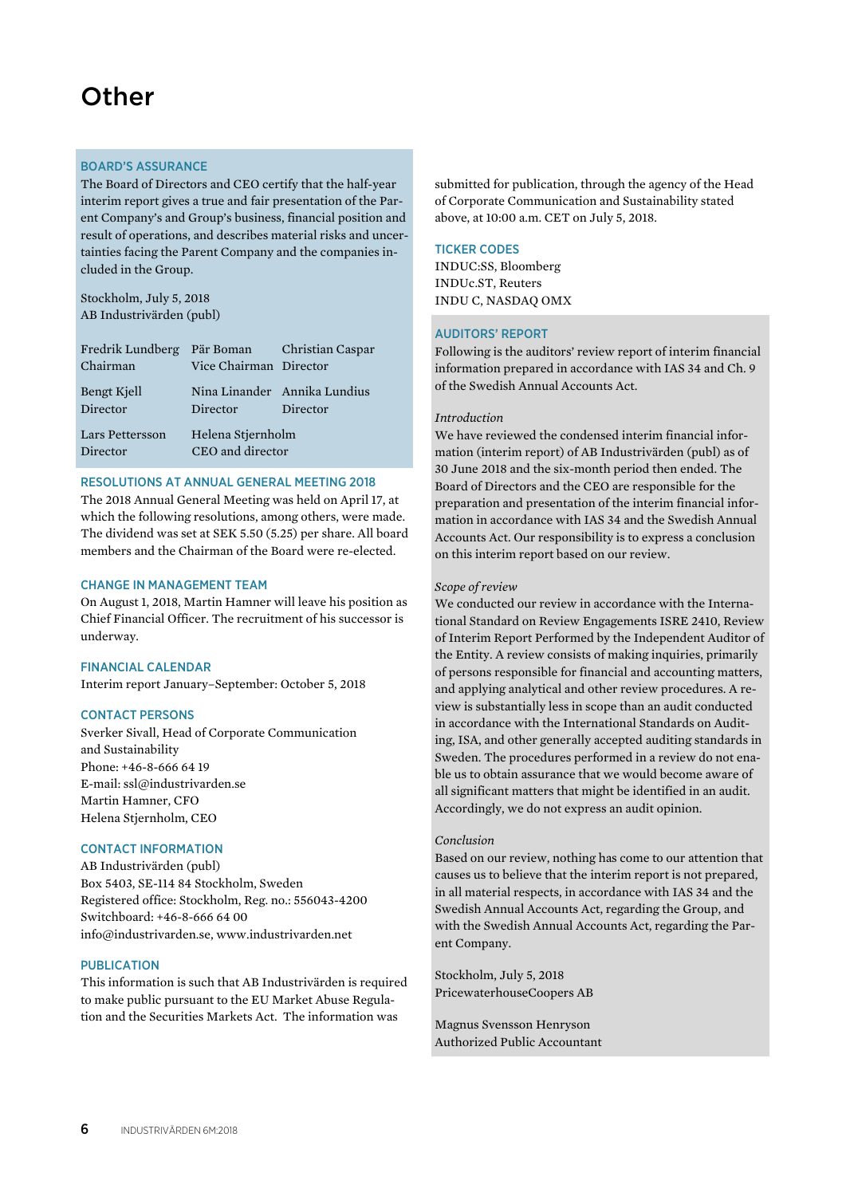# Other

## BOARD'S ASSURANCE

The Board of Directors and CEO certify that the half-year interim report gives a true and fair presentation of the Parent Company's and Group's business, financial position and result of operations, and describes material risks and uncertainties facing the Parent Company and the companies included in the Group.

Stockholm, July 5, 2018
AB Industrivärden (publ)

| | | |
|---|---|---|
| Fredrik Lundberg<br>Chairman | Pär Boman<br>Vice Chairman | Christian Caspar<br>Director |
| Bengt Kjell<br>Director | Nina Linander<br>Director | Annika Lundius<br>Director |
| Lars Pettersson<br>Director | Helena Stjernholm<br>CEO and director | |

## RESOLUTIONS AT ANNUAL GENERAL MEETING 2018

The 2018 Annual General Meeting was held on April 17, at which the following resolutions, among others, were made. The dividend was set at SEK 5.50 (5.25) per share. All board members and the Chairman of the Board were re-elected.

## CHANGE IN MANAGEMENT TEAM

On August 1, 2018, Martin Hamner will leave his position as Chief Financial Officer. The recruitment of his successor is underway.

## FINANCIAL CALENDAR

Interim report January–September: October 5, 2018

## CONTACT PERSONS

Sverker Sivall, Head of Corporate Communication and Sustainability
Phone: +46-8-666 64 19
E-mail: ssl@industrivarden.se
Martin Hamner, CFO
Helena Stjernholm, CEO

## CONTACT INFORMATION

AB Industrivärden (publ)
Box 5403, SE-114 84 Stockholm, Sweden
Registered office: Stockholm, Reg. no.: 556043-4200
Switchboard: +46-8-666 64 00
info@industrivarden.se, www.industrivarden.net

## PUBLICATION

This information is such that AB Industrivärden is required to make public pursuant to the EU Market Abuse Regulation and the Securities Markets Act. The information was submitted for publication, through the agency of the Head of Corporate Communication and Sustainability stated above, at 10:00 a.m. CET on July 5, 2018.

## TICKER CODES

INDUC:SS, Bloomberg
INDUc.ST, Reuters
INDU C, NASDAQ OMX

## AUDITORS' REPORT

Following is the auditors' review report of interim financial information prepared in accordance with IAS 34 and Ch. 9 of the Swedish Annual Accounts Act.

*Introduction*

We have reviewed the condensed interim financial information (interim report) of AB Industrivärden (publ) as of 30 June 2018 and the six-month period then ended. The Board of Directors and the CEO are responsible for the preparation and presentation of the interim financial information in accordance with IAS 34 and the Swedish Annual Accounts Act. Our responsibility is to express a conclusion on this interim report based on our review.

*Scope of review*

We conducted our review in accordance with the International Standard on Review Engagements ISRE 2410, Review of Interim Report Performed by the Independent Auditor of the Entity. A review consists of making inquiries, primarily of persons responsible for financial and accounting matters, and applying analytical and other review procedures. A review is substantially less in scope than an audit conducted in accordance with the International Standards on Auditing, ISA, and other generally accepted auditing standards in Sweden. The procedures performed in a review do not enable us to obtain assurance that we would become aware of all significant matters that might be identified in an audit. Accordingly, we do not express an audit opinion.

*Conclusion*

Based on our review, nothing has come to our attention that causes us to believe that the interim report is not prepared, in all material respects, in accordance with IAS 34 and the Swedish Annual Accounts Act, regarding the Group, and with the Swedish Annual Accounts Act, regarding the Parent Company.

Stockholm, July 5, 2018
PricewaterhouseCoopers AB

Magnus Svensson Henryson
Authorized Public Accountant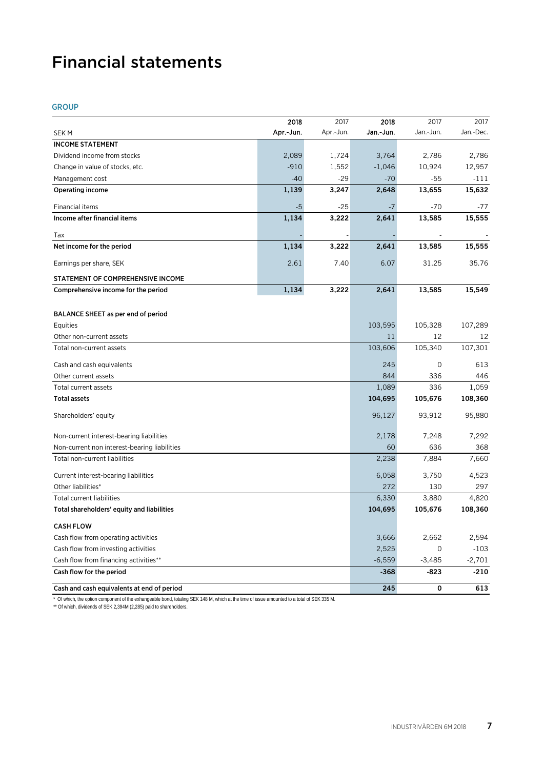# Financial statements

## GROUP

| SEK M | 2018 Apr.-Jun. | 2017 Apr.-Jun. | 2018 Jan.-Jun. | 2017 Jan.-Jun. | 2017 Jan.-Dec. |
|---|---|---|---|---|---|
| **INCOME STATEMENT** | | | | | |
| Dividend income from stocks | 2,089 | 1,724 | 3,764 | 2,786 | 2,786 |
| Change in value of stocks, etc. | -910 | 1,552 | -1,046 | 10,924 | 12,957 |
| Management cost | -40 | -29 | -70 | -55 | -111 |
| **Operating income** | **1,139** | **3,247** | **2,648** | **13,655** | **15,632** |
| Financial items | -5 | -25 | -7 | -70 | -77 |
| **Income after financial items** | **1,134** | **3,222** | **2,641** | **13,585** | **15,555** |
| Tax | - | - | - | - | - |
| **Net income for the period** | **1,134** | **3,222** | **2,641** | **13,585** | **15,555** |
| Earnings per share, SEK | 2.61 | 7.40 | 6.07 | 31.25 | 35.76 |
| **STATEMENT OF COMPREHENSIVE INCOME** | | | | | |
| **Comprehensive income for the period** | **1,134** | **3,222** | **2,641** | **13,585** | **15,549** |
| | | | | | |
| **BALANCE SHEET as per end of period** | | | | | |
| Equities | | | 103,595 | 105,328 | 107,289 |
| Other non-current assets | | | 11 | 12 | 12 |
| Total non-current assets | | | 103,606 | 105,340 | 107,301 |
| Cash and cash equivalents | | | 245 | 0 | 613 |
| Other current assets | | | 844 | 336 | 446 |
| Total current assets | | | 1,089 | 336 | 1,059 |
| **Total assets** | | | **104,695** | **105,676** | **108,360** |
| Shareholders' equity | | | 96,127 | 93,912 | 95,880 |
| Non-current interest-bearing liabilities | | | 2,178 | 7,248 | 7,292 |
| Non-current non interest-bearing liabilities | | | 60 | 636 | 368 |
| Total non-current liabilities | | | 2,238 | 7,884 | 7,660 |
| Current interest-bearing liabilities | | | 6,058 | 3,750 | 4,523 |
| Other liabilities* | | | 272 | 130 | 297 |
| Total current liabilities | | | 6,330 | 3,880 | 4,820 |
| **Total shareholders' equity and liabilities** | | | **104,695** | **105,676** | **108,360** |
| **CASH FLOW** | | | | | |
| Cash flow from operating activities | | | 3,666 | 2,662 | 2,594 |
| Cash flow from investing activities | | | 2,525 | 0 | -103 |
| Cash flow from financing activities** | | | -6,559 | -3,485 | -2,701 |
| **Cash flow for the period** | | | **-368** | **-823** | **-210** |
| **Cash and cash equivalents at end of period** | | | **245** | **0** | **613** |

\* Of which, the option component of the exhangeable bond, totaling SEK 148 M, which at the time of issue amounted to a total of SEK 335 M.

** Of which, dividends of SEK 2,394M (2,285) paid to shareholders.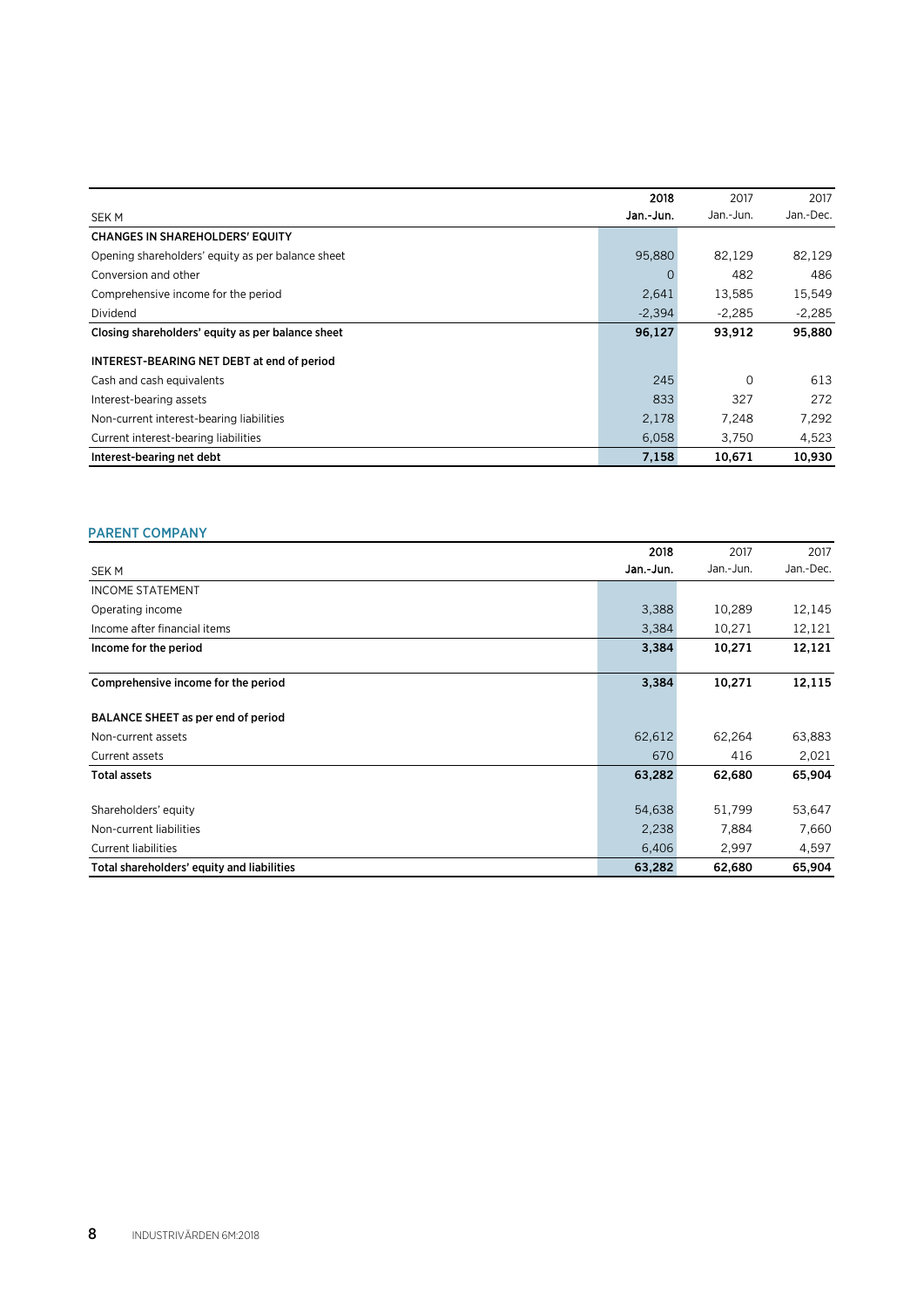| SEK M | 2018<br>Jan.-Jun. | 2017<br>Jan.-Jun. | 2017<br>Jan.-Dec. |
|---|---|---|---|
| **CHANGES IN SHAREHOLDERS' EQUITY** | | | |
| Opening shareholders' equity as per balance sheet | 95,880 | 82,129 | 82,129 |
| Conversion and other | 0 | 482 | 486 |
| Comprehensive income for the period | 2,641 | 13,585 | 15,549 |
| Dividend | -2,394 | -2,285 | -2,285 |
| **Closing shareholders' equity as per balance sheet** | **96,127** | **93,912** | **95,880** |
| | | | |
| **INTEREST-BEARING NET DEBT at end of period** | | | |
| Cash and cash equivalents | 245 | 0 | 613 |
| Interest-bearing assets | 833 | 327 | 272 |
| Non-current interest-bearing liabilities | 2,178 | 7,248 | 7,292 |
| Current interest-bearing liabilities | 6,058 | 3,750 | 4,523 |
| **Interest-bearing net debt** | **7,158** | **10,671** | **10,930** |

## PARENT COMPANY

| SEK M | 2018<br>Jan.-Jun. | 2017<br>Jan.-Jun. | 2017<br>Jan.-Dec. |
|---|---|---|---|
| INCOME STATEMENT | | | |
| Operating income | 3,388 | 10,289 | 12,145 |
| Income after financial items | 3,384 | 10,271 | 12,121 |
| **Income for the period** | **3,384** | **10,271** | **12,121** |
| | | | |
| **Comprehensive income for the period** | **3,384** | **10,271** | **12,115** |
| | | | |
| **BALANCE SHEET as per end of period** | | | |
| Non-current assets | 62,612 | 62,264 | 63,883 |
| Current assets | 670 | 416 | 2,021 |
| **Total assets** | **63,282** | **62,680** | **65,904** |
| | | | |
| Shareholders' equity | 54,638 | 51,799 | 53,647 |
| Non-current liabilities | 2,238 | 7,884 | 7,660 |
| Current liabilities | 6,406 | 2,997 | 4,597 |
| **Total shareholders' equity and liabilities** | **63,282** | **62,680** | **65,904** |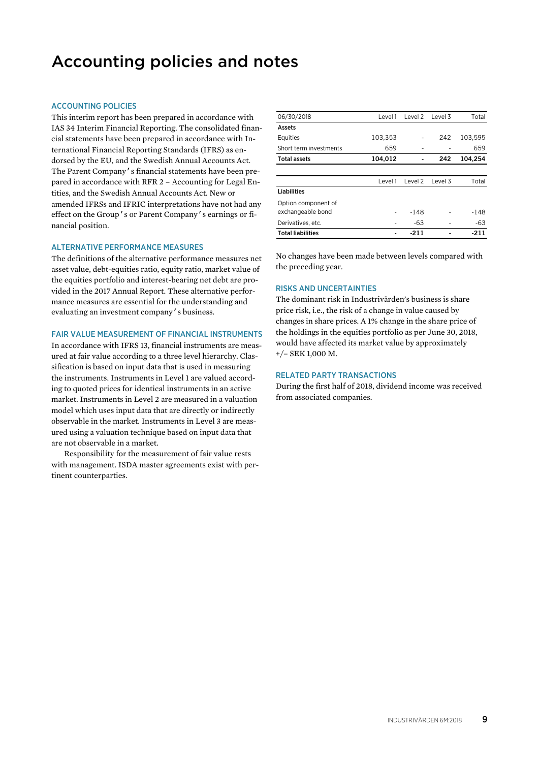# Accounting policies and notes

## ACCOUNTING POLICIES

This interim report has been prepared in accordance with IAS 34 Interim Financial Reporting. The consolidated financial statements have been prepared in accordance with International Financial Reporting Standards (IFRS) as endorsed by the EU, and the Swedish Annual Accounts Act. The Parent Company's financial statements have been prepared in accordance with RFR 2 – Accounting for Legal Entities, and the Swedish Annual Accounts Act. New or amended IFRSs and IFRIC interpretations have not had any effect on the Group's or Parent Company's earnings or financial position.

## ALTERNATIVE PERFORMANCE MEASURES

The definitions of the alternative performance measures net asset value, debt-equities ratio, equity ratio, market value of the equities portfolio and interest-bearing net debt are provided in the 2017 Annual Report. These alternative performance measures are essential for the understanding and evaluating an investment company's business.

## FAIR VALUE MEASUREMENT OF FINANCIAL INSTRUMENTS

In accordance with IFRS 13, financial instruments are measured at fair value according to a three level hierarchy. Classification is based on input data that is used in measuring the instruments. Instruments in Level 1 are valued according to quoted prices for identical instruments in an active market. Instruments in Level 2 are measured in a valuation model which uses input data that are directly or indirectly observable in the market. Instruments in Level 3 are measured using a valuation technique based on input data that are not observable in a market.

Responsibility for the measurement of fair value rests with management. ISDA master agreements exist with pertinent counterparties.

| 06/30/2018 | Level 1 | Level 2 | Level 3 | Total |
|---|---|---|---|---|
| **Assets** | | | | |
| Equities | 103,353 | - | 242 | 103,595 |
| Short term investments | 659 | - | - | 659 |
| **Total assets** | **104,012** | **-** | **242** | **104,254** |

| | Level 1 | Level 2 | Level 3 | Total |
|---|---|---|---|---|
| **Liabilities** | | | | |
| Option component of exchangeable bond | - | -148 | - | -148 |
| Derivatives, etc. | - | -63 | - | -63 |
| **Total liabilities** | **-** | **-211** | **-** | **-211** |

No changes have been made between levels compared with the preceding year.

## RISKS AND UNCERTAINTIES

The dominant risk in Industrivärden's business is share price risk, i.e., the risk of a change in value caused by changes in share prices. A 1% change in the share price of the holdings in the equities portfolio as per June 30, 2018, would have affected its market value by approximately +/– SEK 1,000 M.

## RELATED PARTY TRANSACTIONS

During the first half of 2018, dividend income was received from associated companies.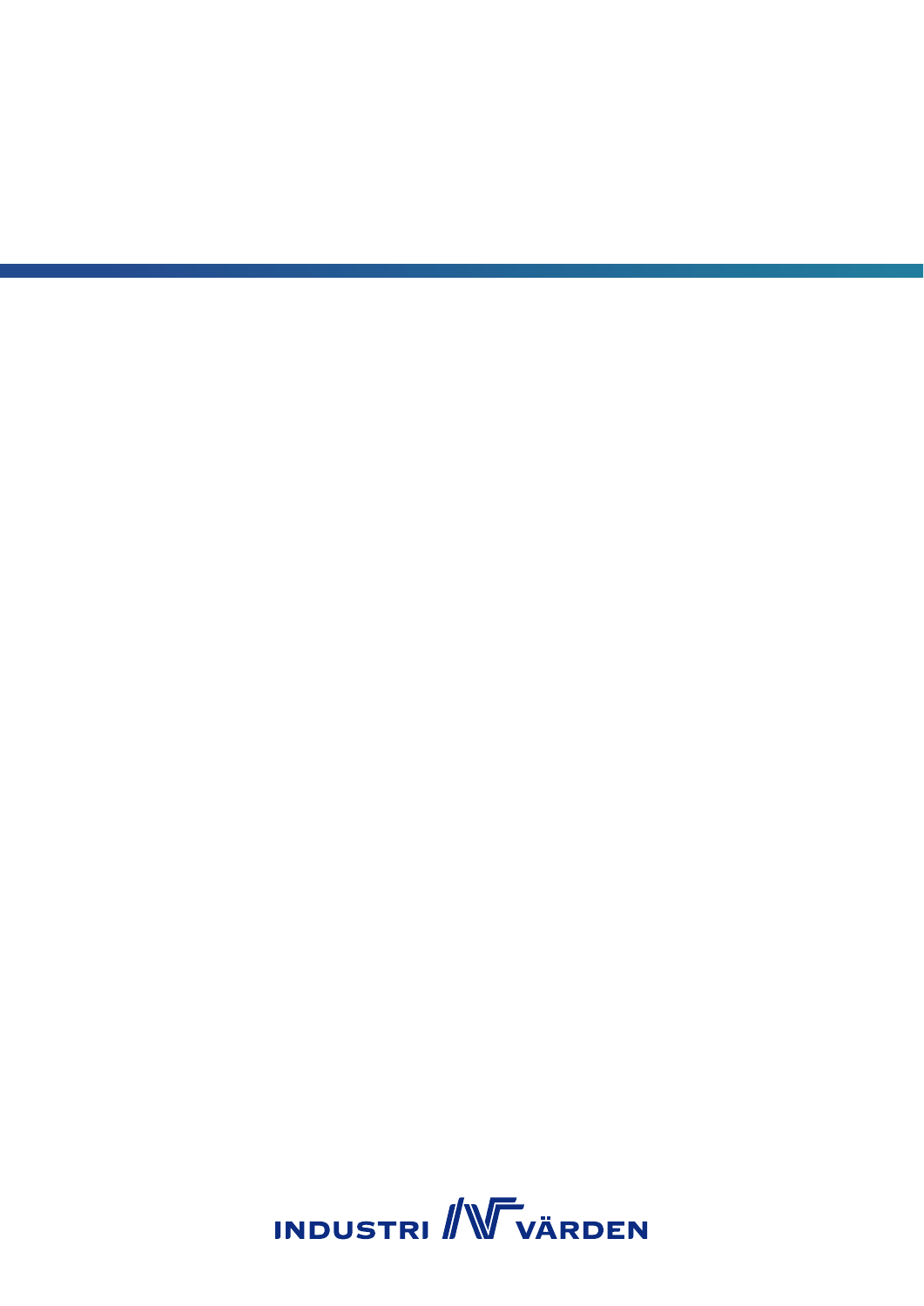INDUSTRI VÄRDEN